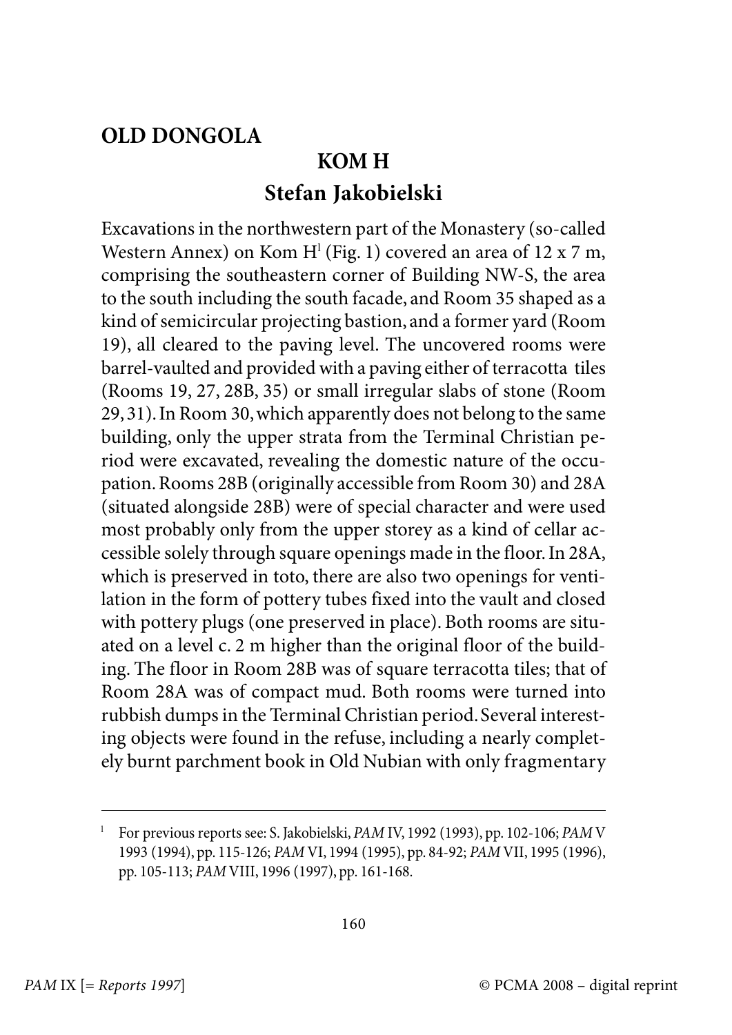# OLD DONGOLA

## KOM H

### Stefan Jakobielski

Excavations in the northwestern part of the Monastery (so-called Western Annex) on Kom H[1] (Fig. 1) covered an area of 12 x 7 m, comprising the southeastern corner of Building NW-S, the area to the south including the south facade, and Room 35 shaped as a kind of semicircular projecting bastion, and a former yard (Room 19), all cleared to the paving level. The uncovered rooms were barrel-vaulted and provided with a paving either of terracotta tiles (Rooms 19, 27, 28B, 35) or small irregular slabs of stone (Room 29, 31). In Room 30, which apparently does not belong to the same building, only the upper strata from the Terminal Christian period were excavated, revealing the domestic nature of the occupation. Rooms 28B (originally accessible from Room 30) and 28A (situated alongside 28B) were of special character and were used most probably only from the upper storey as a kind of cellar accessible solely through square openings made in the floor. In 28A, which is preserved in toto, there are also two openings for ventilation in the form of pottery tubes fixed into the vault and closed with pottery plugs (one preserved in place). Both rooms are situated on a level c. 2 m higher than the original floor of the building. The floor in Room 28B was of square terracotta tiles; that of Room 28A was of compact mud. Both rooms were turned into rubbish dumps in the Terminal Christian period. Several interesting objects were found in the refuse, including a nearly completely burnt parchment book in Old Nubian with only fragmentary

---

[1] For previous reports see: S. Jakobielski, *PAM* IV, 1992 (1993), pp. 102-106; *PAM* V 1993 (1994), pp. 115-126; *PAM* VI, 1994 (1995), pp. 84-92; *PAM* VII, 1995 (1996), pp. 105-113; *PAM* VIII, 1996 (1997), pp. 161-168.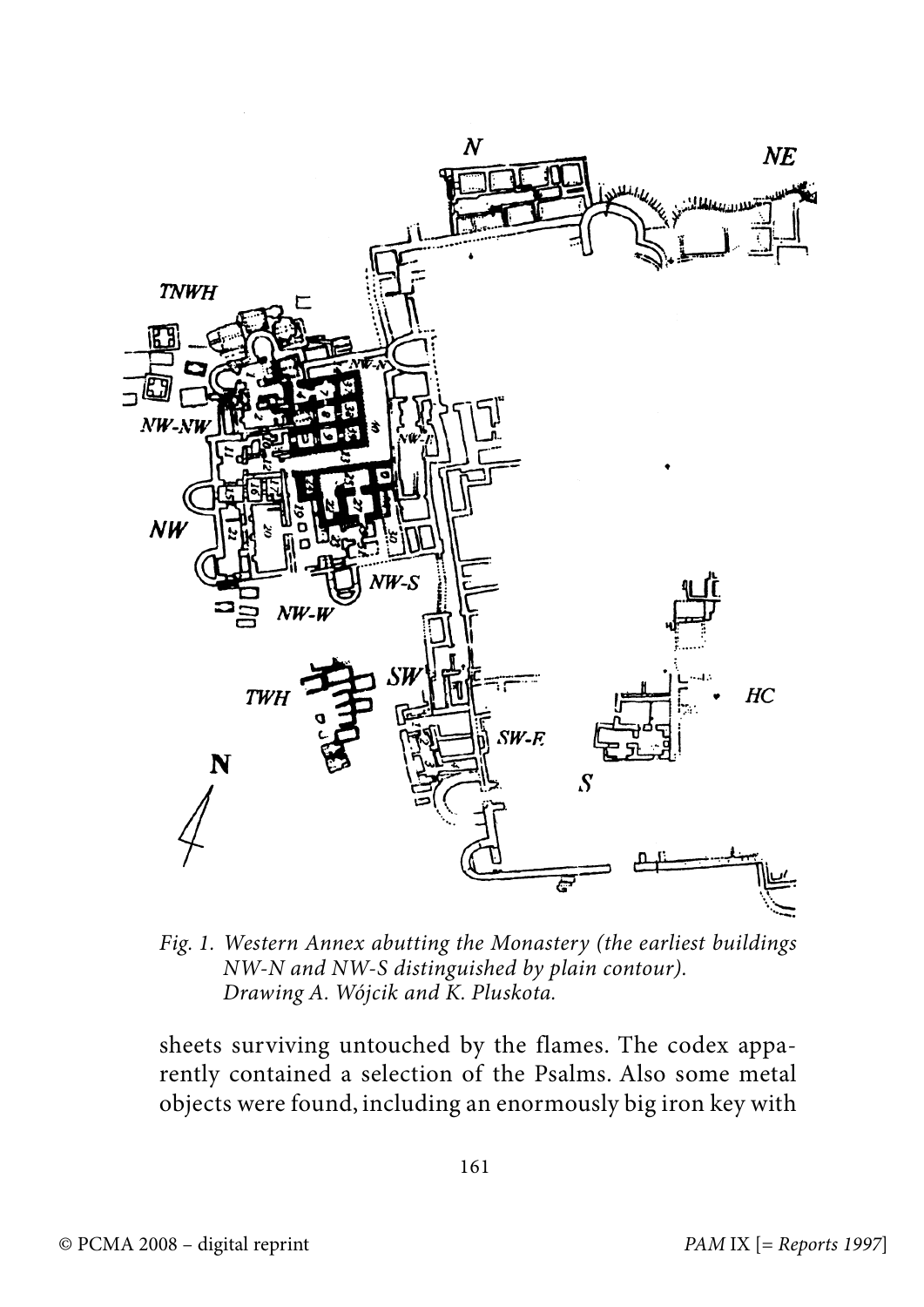*Fig. 1. Western Annex abutting the Monastery (the earliest buildings NW-N and NW-S distinguished by plain contour). Drawing A. Wójcik and K. Pluskota.*

sheets surviving untouched by the flames. The codex apparently contained a selection of the Psalms. Also some metal objects were found, including an enormously big iron key with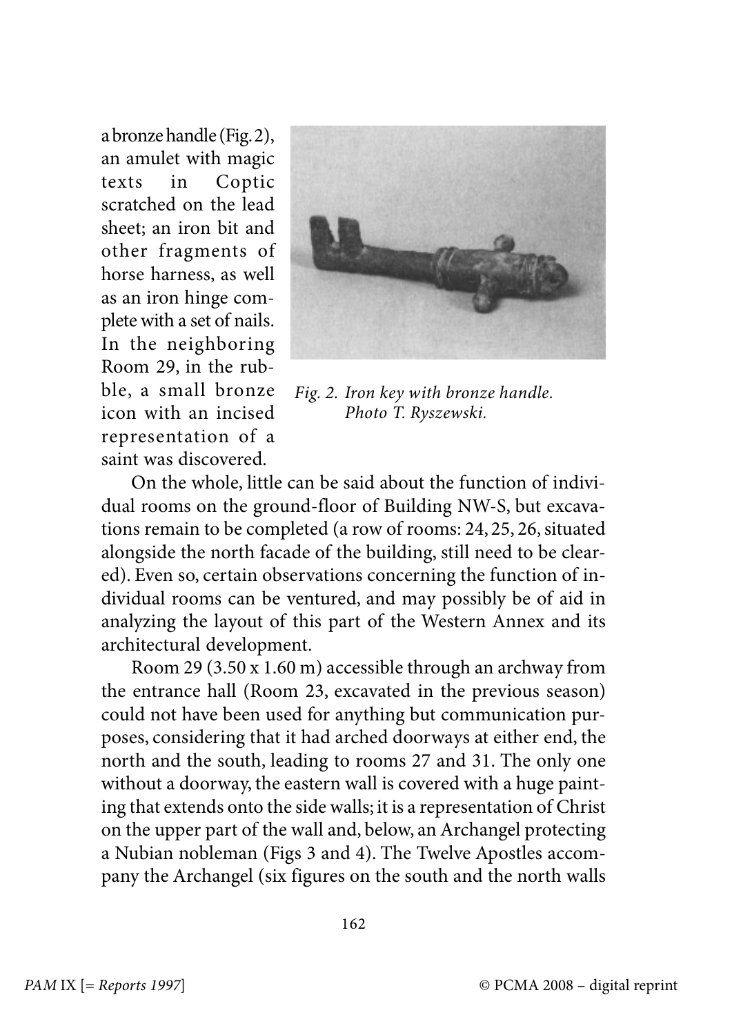a bronze handle (Fig. 2), an amulet with magic texts in Coptic scratched on the lead sheet; an iron bit and other fragments of horse harness, as well as an iron hinge complete with a set of nails. In the neighboring Room 29, in the rubble, a small bronze icon with an incised representation of a saint was discovered.

*Fig. 2. Iron key with bronze handle. Photo T. Ryszewski.*

On the whole, little can be said about the function of individual rooms on the ground-floor of Building NW-S, but excavations remain to be completed (a row of rooms: 24, 25, 26, situated alongside the north facade of the building, still need to be cleared). Even so, certain observations concerning the function of individual rooms can be ventured, and may possibly be of aid in analyzing the layout of this part of the Western Annex and its architectural development.

Room 29 (3.50 x 1.60 m) accessible through an archway from the entrance hall (Room 23, excavated in the previous season) could not have been used for anything but communication purposes, considering that it had arched doorways at either end, the north and the south, leading to rooms 27 and 31. The only one without a doorway, the eastern wall is covered with a huge painting that extends onto the side walls; it is a representation of Christ on the upper part of the wall and, below, an Archangel protecting a Nubian nobleman (Figs 3 and 4). The Twelve Apostles accompany the Archangel (six figures on the south and the north walls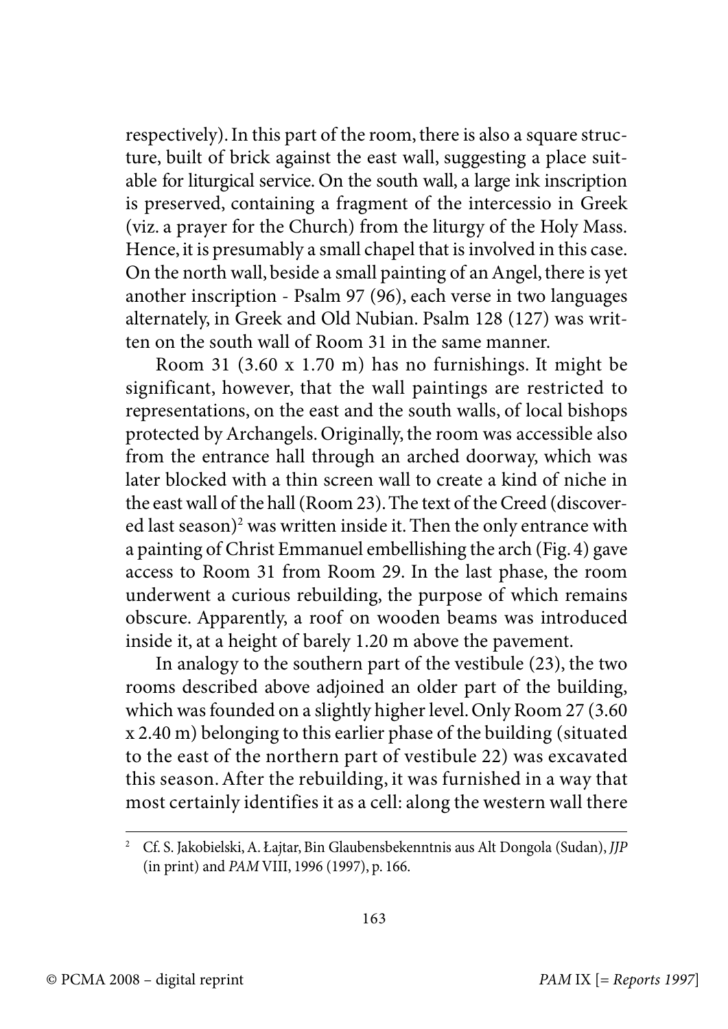respectively). In this part of the room, there is also a square structure, built of brick against the east wall, suggesting a place suitable for liturgical service. On the south wall, a large ink inscription is preserved, containing a fragment of the intercessio in Greek (viz. a prayer for the Church) from the liturgy of the Holy Mass. Hence, it is presumably a small chapel that is involved in this case. On the north wall, beside a small painting of an Angel, there is yet another inscription - Psalm 97 (96), each verse in two languages alternately, in Greek and Old Nubian. Psalm 128 (127) was written on the south wall of Room 31 in the same manner.

Room 31 (3.60 x 1.70 m) has no furnishings. It might be significant, however, that the wall paintings are restricted to representations, on the east and the south walls, of local bishops protected by Archangels. Originally, the room was accessible also from the entrance hall through an arched doorway, which was later blocked with a thin screen wall to create a kind of niche in the east wall of the hall (Room 23). The text of the Creed (discovered last season)[2] was written inside it. Then the only entrance with a painting of Christ Emmanuel embellishing the arch (Fig. 4) gave access to Room 31 from Room 29. In the last phase, the room underwent a curious rebuilding, the purpose of which remains obscure. Apparently, a roof on wooden beams was introduced inside it, at a height of barely 1.20 m above the pavement.

In analogy to the southern part of the vestibule (23), the two rooms described above adjoined an older part of the building, which was founded on a slightly higher level. Only Room 27 (3.60 x 2.40 m) belonging to this earlier phase of the building (situated to the east of the northern part of vestibule 22) was excavated this season. After the rebuilding, it was furnished in a way that most certainly identifies it as a cell: along the western wall there

---

[2] Cf. S. Jakobielski, A. Łajtar, Bin Glaubensbekenntnis aus Alt Dongola (Sudan), *JJP* (in print) and *PAM* VIII, 1996 (1997), p. 166.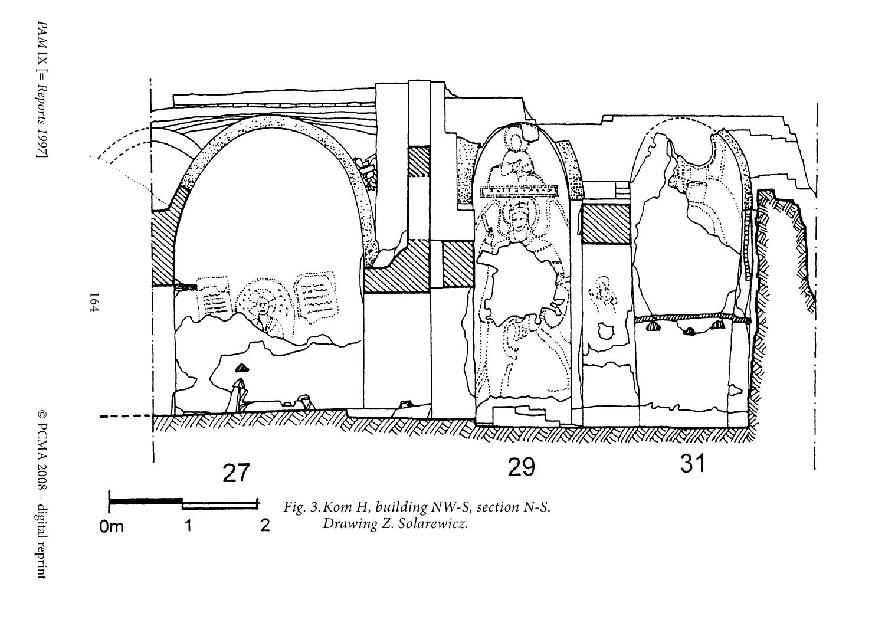Fig. 3. Kom H, building NW-S, section N-S. Drawing Z. Solarewicz.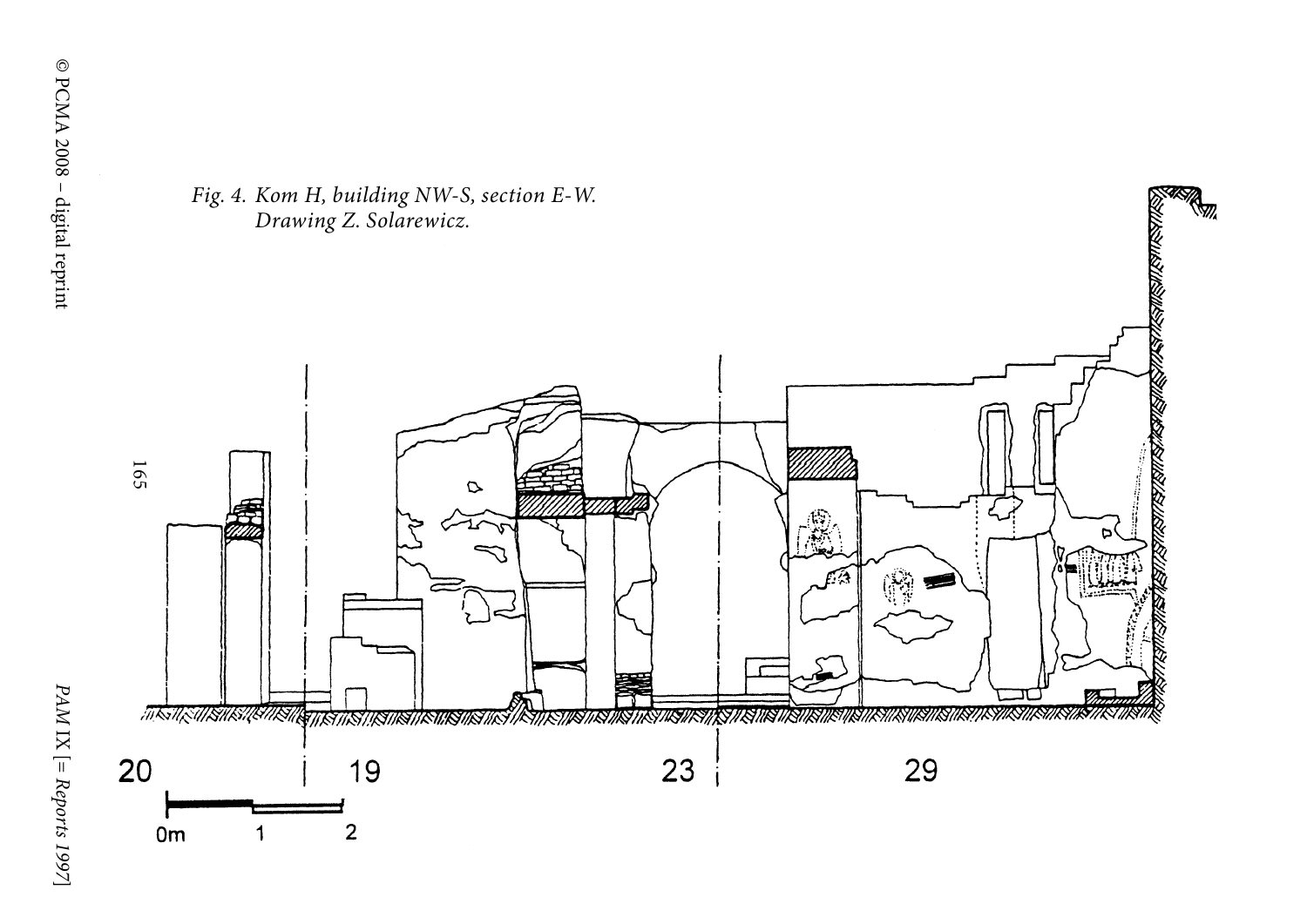*Fig. 4. Kom H, building NW-S, section E-W.*
*Drawing Z. Solarewicz.*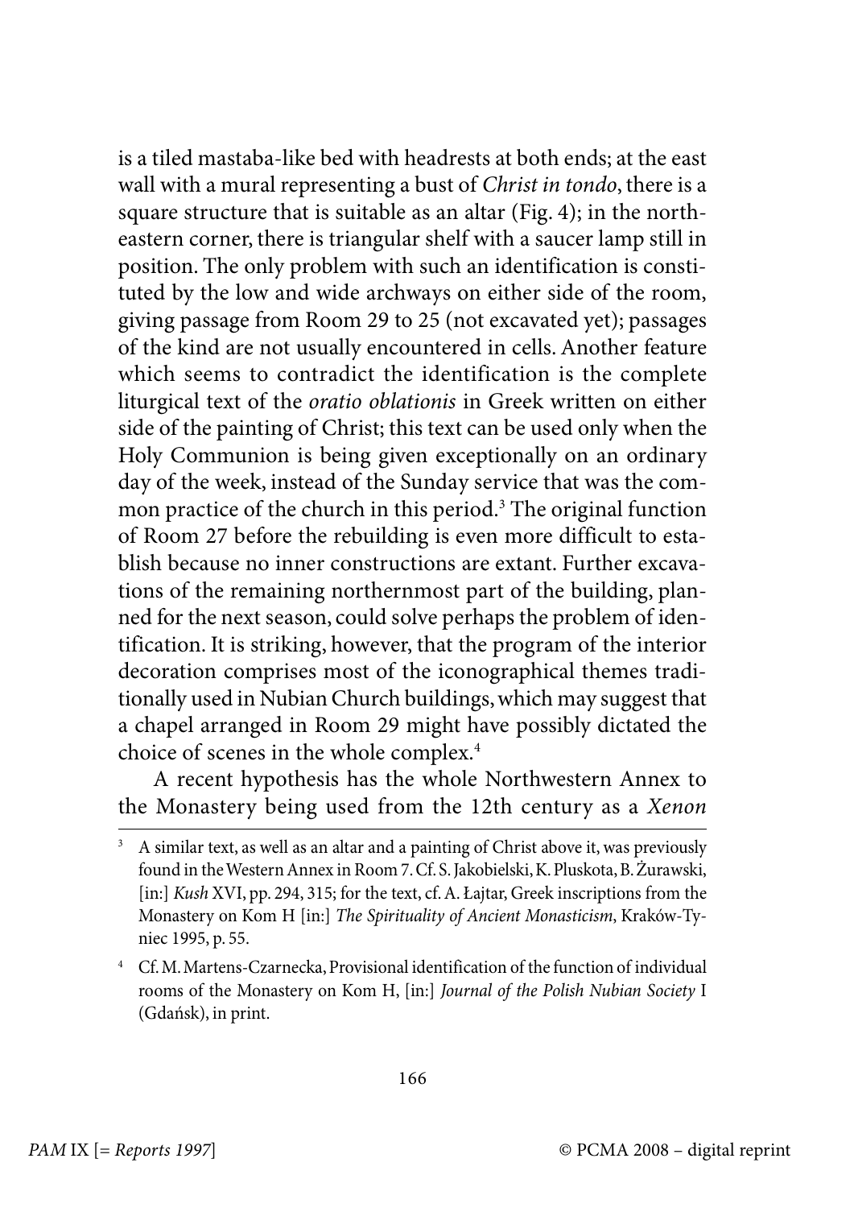is a tiled mastaba-like bed with headrests at both ends; at the east wall with a mural representing a bust of *Christ in tondo*, there is a square structure that is suitable as an altar (Fig. 4); in the north-eastern corner, there is triangular shelf with a saucer lamp still in position. The only problem with such an identification is constituted by the low and wide archways on either side of the room, giving passage from Room 29 to 25 (not excavated yet); passages of the kind are not usually encountered in cells. Another feature which seems to contradict the identification is the complete liturgical text of the *oratio oblationis* in Greek written on either side of the painting of Christ; this text can be used only when the Holy Communion is being given exceptionally on an ordinary day of the week, instead of the Sunday service that was the common practice of the church in this period.[3] The original function of Room 27 before the rebuilding is even more difficult to establish because no inner constructions are extant. Further excavations of the remaining northernmost part of the building, planned for the next season, could solve perhaps the problem of identification. It is striking, however, that the program of the interior decoration comprises most of the iconographical themes traditionally used in Nubian Church buildings, which may suggest that a chapel arranged in Room 29 might have possibly dictated the choice of scenes in the whole complex.[4]

A recent hypothesis has the whole Northwestern Annex to the Monastery being used from the 12th century as a *Xenon*

---

[3] A similar text, as well as an altar and a painting of Christ above it, was previously found in the Western Annex in Room 7. Cf. S. Jakobielski, K. Pluskota, B. Żurawski, [in:] *Kush* XVI, pp. 294, 315; for the text, cf. A. Łajtar, Greek inscriptions from the Monastery on Kom H [in:] *The Spirituality of Ancient Monasticism*, Kraków-Tyniec 1995, p. 55.

[4] Cf. M. Martens-Czarnecka, Provisional identification of the function of individual rooms of the Monastery on Kom H, [in:] *Journal of the Polish Nubian Society* I (Gdańsk), in print.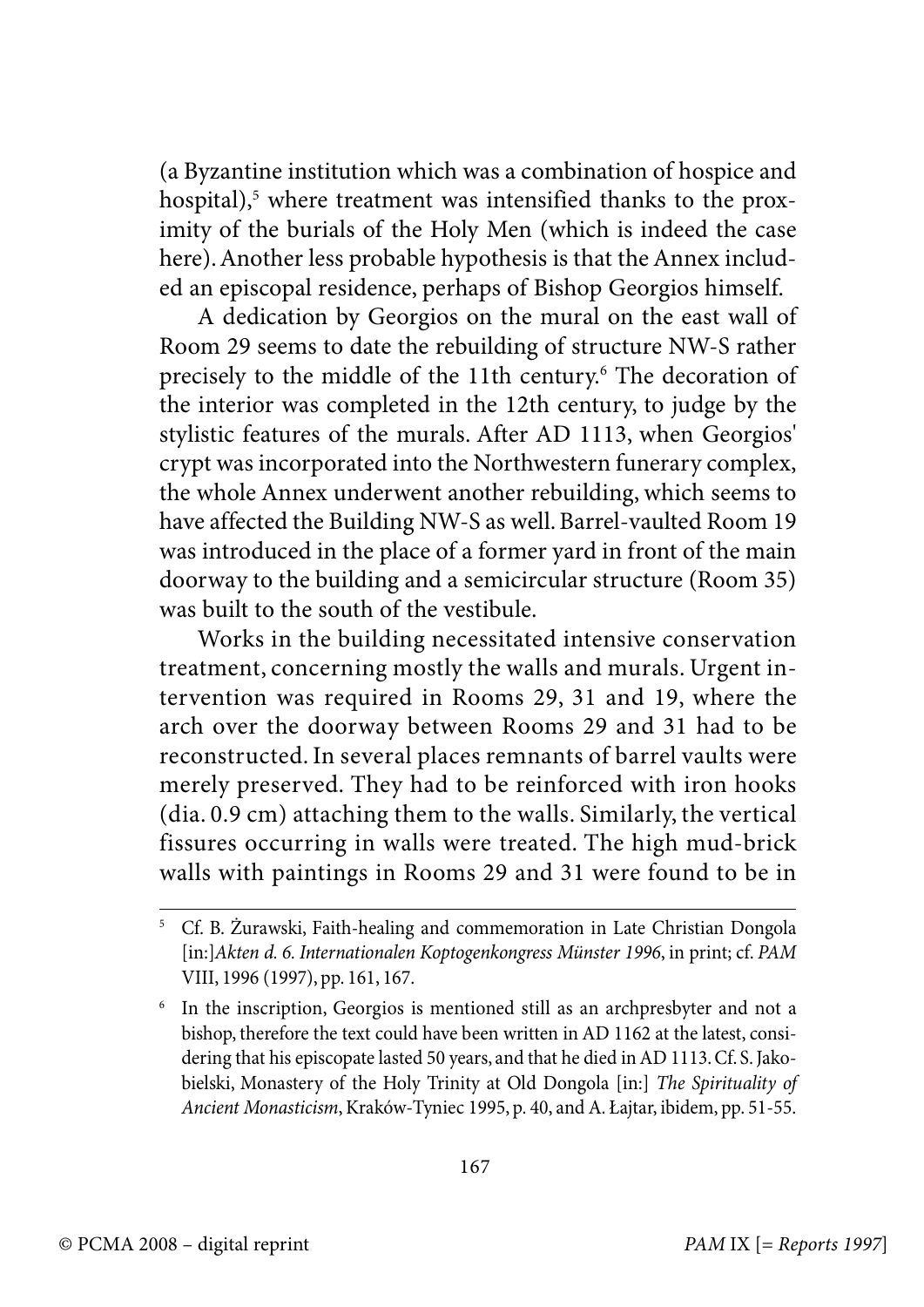(a Byzantine institution which was a combination of hospice and hospital),[5] where treatment was intensified thanks to the proximity of the burials of the Holy Men (which is indeed the case here). Another less probable hypothesis is that the Annex included an episcopal residence, perhaps of Bishop Georgios himself.

A dedication by Georgios on the mural on the east wall of Room 29 seems to date the rebuilding of structure NW-S rather precisely to the middle of the 11th century.[6] The decoration of the interior was completed in the 12th century, to judge by the stylistic features of the murals. After AD 1113, when Georgios' crypt was incorporated into the Northwestern funerary complex, the whole Annex underwent another rebuilding, which seems to have affected the Building NW-S as well. Barrel-vaulted Room 19 was introduced in the place of a former yard in front of the main doorway to the building and a semicircular structure (Room 35) was built to the south of the vestibule.

Works in the building necessitated intensive conservation treatment, concerning mostly the walls and murals. Urgent intervention was required in Rooms 29, 31 and 19, where the arch over the doorway between Rooms 29 and 31 had to be reconstructed. In several places remnants of barrel vaults were merely preserved. They had to be reinforced with iron hooks (dia. 0.9 cm) attaching them to the walls. Similarly, the vertical fissures occurring in walls were treated. The high mud-brick walls with paintings in Rooms 29 and 31 were found to be in

---

[5] Cf. B. Żurawski, Faith-healing and commemoration in Late Christian Dongola [in:]*Akten d. 6. Internationalen Koptogenkongress Münster 1996*, in print; cf. *PAM* VIII, 1996 (1997), pp. 161, 167.

[6] In the inscription, Georgios is mentioned still as an archpresbyter and not a bishop, therefore the text could have been written in AD 1162 at the latest, considering that his episcopate lasted 50 years, and that he died in AD 1113. Cf. S. Jakobielski, Monastery of the Holy Trinity at Old Dongola [in:] *The Spirituality of Ancient Monasticism*, Kraków-Tyniec 1995, p. 40, and A. Łajtar, ibidem, pp. 51-55.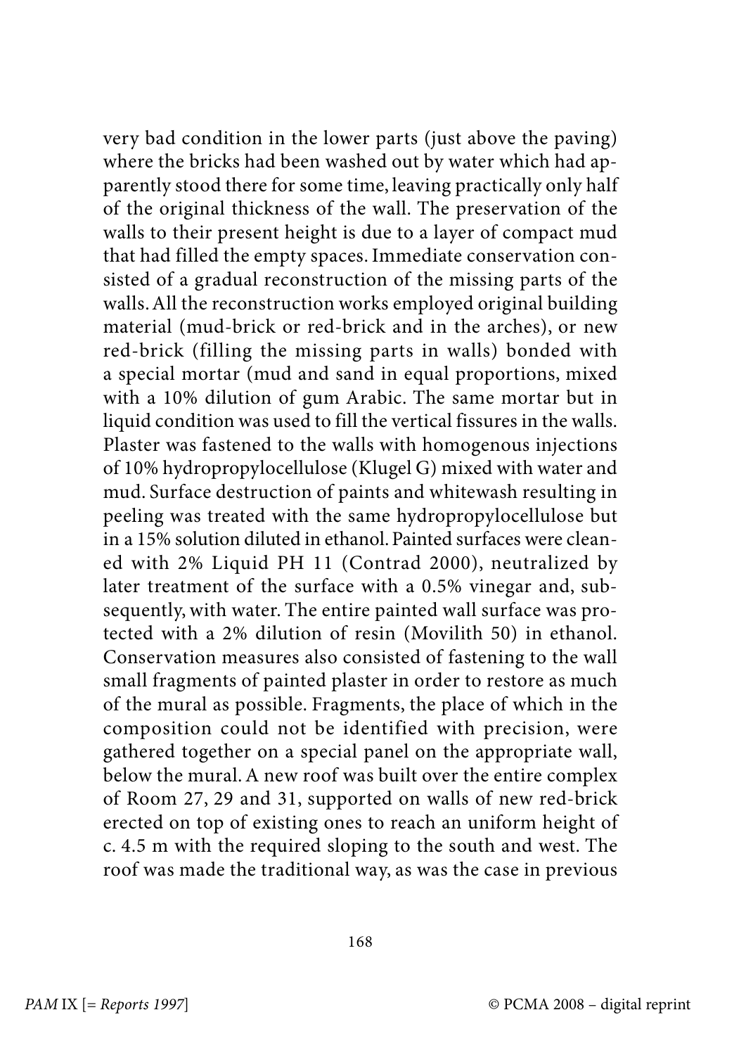very bad condition in the lower parts (just above the paving) where the bricks had been washed out by water which had apparently stood there for some time, leaving practically only half of the original thickness of the wall. The preservation of the walls to their present height is due to a layer of compact mud that had filled the empty spaces. Immediate conservation consisted of a gradual reconstruction of the missing parts of the walls. All the reconstruction works employed original building material (mud-brick or red-brick and in the arches), or new red-brick (filling the missing parts in walls) bonded with a special mortar (mud and sand in equal proportions, mixed with a 10% dilution of gum Arabic. The same mortar but in liquid condition was used to fill the vertical fissures in the walls. Plaster was fastened to the walls with homogenous injections of 10% hydropropylocellulose (Klugel G) mixed with water and mud. Surface destruction of paints and whitewash resulting in peeling was treated with the same hydropropylocellulose but in a 15% solution diluted in ethanol. Painted surfaces were cleaned with 2% Liquid PH 11 (Contrad 2000), neutralized by later treatment of the surface with a 0.5% vinegar and, subsequently, with water. The entire painted wall surface was protected with a 2% dilution of resin (Movilith 50) in ethanol. Conservation measures also consisted of fastening to the wall small fragments of painted plaster in order to restore as much of the mural as possible. Fragments, the place of which in the composition could not be identified with precision, were gathered together on a special panel on the appropriate wall, below the mural. A new roof was built over the entire complex of Room 27, 29 and 31, supported on walls of new red-brick erected on top of existing ones to reach an uniform height of c. 4.5 m with the required sloping to the south and west. The roof was made the traditional way, as was the case in previous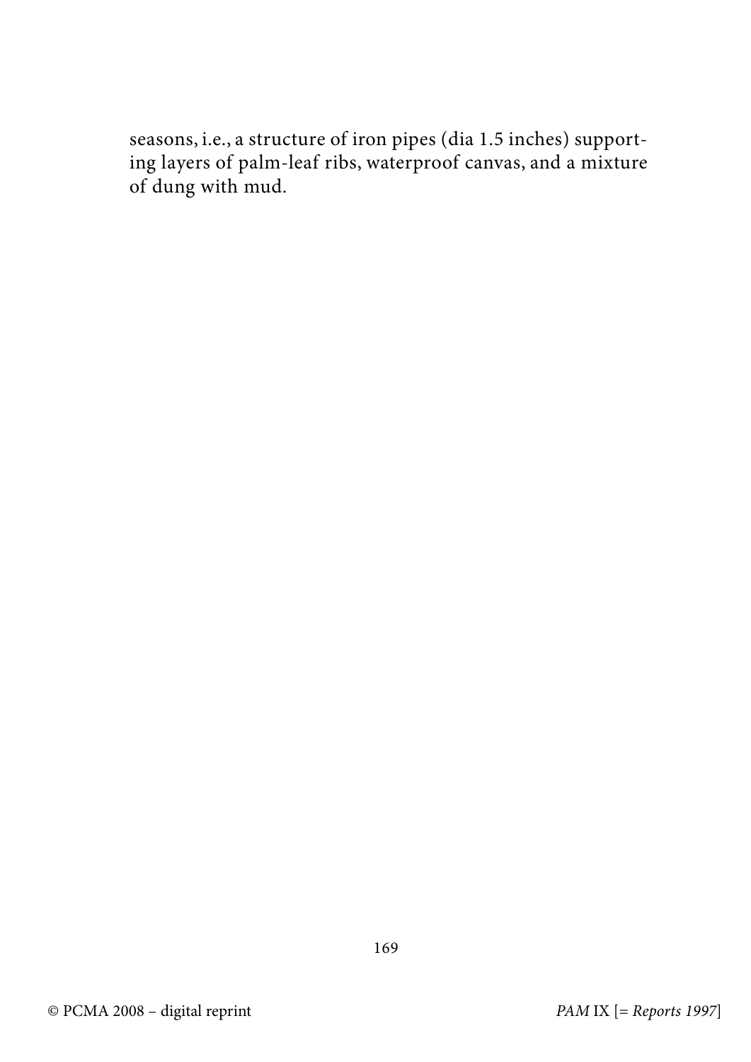seasons, i.e., a structure of iron pipes (dia 1.5 inches) supporting layers of palm-leaf ribs, waterproof canvas, and a mixture of dung with mud.